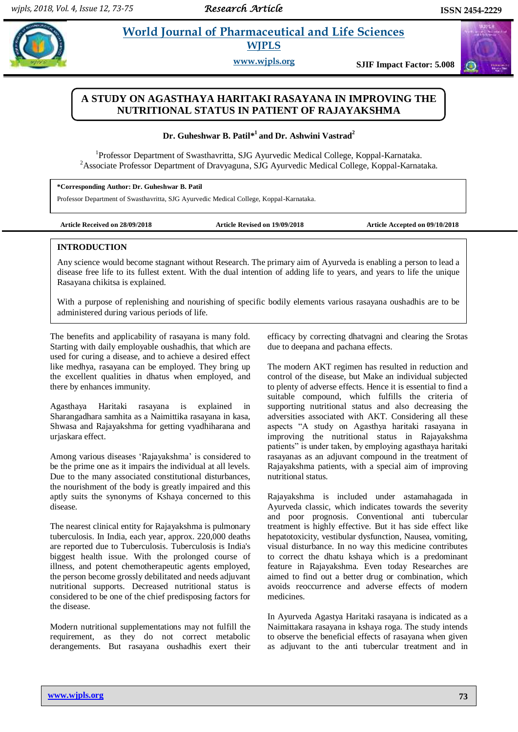# A STUDY ON AGASTHAYA HARITAKI RASAYANA IN IMPROVING THE NUTRITIONAL STATUS IN PATIENT OF RAJAYAKSHMA

**Dr. Guheshwar B. Patil*[1] and Dr. Ashwini Vastrad[2]**

[1]Professor Department of Swasthavritta, SJG Ayurvedic Medical College, Koppal-Karnataka.
[2]Associate Professor Department of Dravyaguna, SJG Ayurvedic Medical College, Koppal-Karnataka.

**\*Corresponding Author: Dr. Guheshwar B. Patil**
Professor Department of Swasthavritta, SJG Ayurvedic Medical College, Koppal-Karnataka.

**Article Received on 28/09/2018** **Article Revised on 19/09/2018** **Article Accepted on 09/10/2018**

## INTRODUCTION

Any science would become stagnant without Research. The primary aim of Ayurveda is enabling a person to lead a disease free life to its fullest extent. With the dual intention of adding life to years, and years to life the unique Rasayana chikitsa is explained.

With a purpose of replenishing and nourishing of specific bodily elements various rasayana oushadhis are to be administered during various periods of life.

The benefits and applicability of rasayana is many fold. Starting with daily employable oushadhis, that which are used for curing a disease, and to achieve a desired effect like medhya, rasayana can be employed. They bring up the excellent qualities in dhatus when employed, and there by enhances immunity.

Agasthaya Haritaki rasayana is explained in Sharangadhara samhita as a Naimittika rasayana in kasa, Shwasa and Rajayakshma for getting vyadhiharana and urjaskara effect.

Among various diseases 'Rajayakshma' is considered to be the prime one as it impairs the individual at all levels. Due to the many associated constitutional disturbances, the nourishment of the body is greatly impaired and this aptly suits the synonyms of Kshaya concerned to this disease.

The nearest clinical entity for Rajayakshma is pulmonary tuberculosis. In India, each year, approx. 220,000 deaths are reported due to Tuberculosis. Tuberculosis is India's biggest health issue. With the prolonged course of illness, and potent chemotherapeutic agents employed, the person become grossly debilitated and needs adjuvant nutritional supports. Decreased nutritional status is considered to be one of the chief predisposing factors for the disease.

Modern nutritional supplementations may not fulfill the requirement, as they do not correct metabolic derangements. But rasayana oushadhis exert their efficacy by correcting dhatvagni and clearing the Srotas due to deepana and pachana effects.

The modern AKT regimen has resulted in reduction and control of the disease, but Make an individual subjected to plenty of adverse effects. Hence it is essential to find a suitable compound, which fulfills the criteria of supporting nutritional status and also decreasing the adversities associated with AKT. Considering all these aspects "A study on Agasthya haritaki rasayana in improving the nutritional status in Rajayakshma patients" is under taken, by employing agasthaya haritaki rasayanas as an adjuvant compound in the treatment of Rajayakshma patients, with a special aim of improving nutritional status.

Rajayakshma is included under astamahagada in Ayurveda classic, which indicates towards the severity and poor prognosis. Conventional anti tubercular treatment is highly effective. But it has side effect like hepatotoxicity, vestibular dysfunction, Nausea, vomiting, visual disturbance. In no way this medicine contributes to correct the dhatu kshaya which is a predominant feature in Rajayakshma. Even today Researches are aimed to find out a better drug or combination, which avoids reoccurrence and adverse effects of modern medicines.

In Ayurveda Agastya Haritaki rasayana is indicated as a Naimittakara rasayana in kshaya roga. The study intends to observe the beneficial effects of rasayana when given as adjuvant to the anti tubercular treatment and in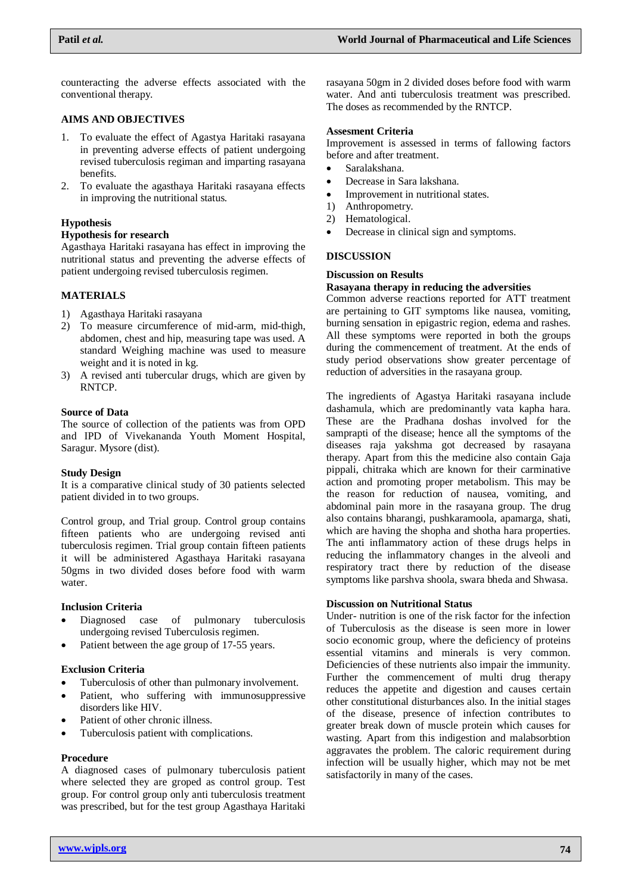counteracting the adverse effects associated with the conventional therapy.

## AIMS AND OBJECTIVES

1. To evaluate the effect of Agastya Haritaki rasayana in preventing adverse effects of patient undergoing revised tuberculosis regiman and imparting rasayana benefits.
2. To evaluate the agasthaya Haritaki rasayana effects in improving the nutritional status.

### Hypothesis

### Hypothesis for research

Agasthaya Haritaki rasayana has effect in improving the nutritional status and preventing the adverse effects of patient undergoing revised tuberculosis regimen.

## MATERIALS

1) Agasthaya Haritaki rasayana
2) To measure circumference of mid-arm, mid-thigh, abdomen, chest and hip, measuring tape was used. A standard Weighing machine was used to measure weight and it is noted in kg.
3) A revised anti tubercular drugs, which are given by RNTCP.

### Source of Data

The source of collection of the patients was from OPD and IPD of Vivekananda Youth Moment Hospital, Saragur. Mysore (dist).

### Study Design

It is a comparative clinical study of 30 patients selected patient divided in to two groups.

Control group, and Trial group. Control group contains fifteen patients who are undergoing revised anti tuberculosis regimen. Trial group contain fifteen patients it will be administered Agasthaya Haritaki rasayana 50gms in two divided doses before food with warm water.

### Inclusion Criteria

- Diagnosed case of pulmonary tuberculosis undergoing revised Tuberculosis regimen.
- Patient between the age group of 17-55 years.

### Exclusion Criteria

- Tuberculosis of other than pulmonary involvement.
- Patient, who suffering with immunosuppressive disorders like HIV.
- Patient of other chronic illness.
- Tuberculosis patient with complications.

### Procedure

A diagnosed cases of pulmonary tuberculosis patient where selected they are groped as control group. Test group. For control group only anti tuberculosis treatment was prescribed, but for the test group Agasthaya Haritaki rasayana 50gm in 2 divided doses before food with warm water. And anti tuberculosis treatment was prescribed. The doses as recommended by the RNTCP.

### Assesment Criteria

Improvement is assessed in terms of fallowing factors before and after treatment.

- Saralakshana.
- Decrease in Sara lakshana.
- Improvement in nutritional states.

1) Anthropometry.
2) Hematological.

- Decrease in clinical sign and symptoms.

## DISCUSSION

### Discussion on Results

### Rasayana therapy in reducing the adversities

Common adverse reactions reported for ATT treatment are pertaining to GIT symptoms like nausea, vomiting, burning sensation in epigastric region, edema and rashes. All these symptoms were reported in both the groups during the commencement of treatment. At the ends of study period observations show greater percentage of reduction of adversities in the rasayana group.

The ingredients of Agastya Haritaki rasayana include dashamula, which are predominantly vata kapha hara. These are the Pradhana doshas involved for the samprapti of the disease; hence all the symptoms of the diseases raja yakshma got decreased by rasayana therapy. Apart from this the medicine also contain Gaja pippali, chitraka which are known for their carminative action and promoting proper metabolism. This may be the reason for reduction of nausea, vomiting, and abdominal pain more in the rasayana group. The drug also contains bharangi, pushkaramoola, apamarga, shati, which are having the shopha and shotha hara properties. The anti inflammatory action of these drugs helps in reducing the inflammatory changes in the alveoli and respiratory tract there by reduction of the disease symptoms like parshva shoola, swara bheda and Shwasa.

### Discussion on Nutritional Status

Under- nutrition is one of the risk factor for the infection of Tuberculosis as the disease is seen more in lower socio economic group, where the deficiency of proteins essential vitamins and minerals is very common. Deficiencies of these nutrients also impair the immunity. Further the commencement of multi drug therapy reduces the appetite and digestion and causes certain other constitutional disturbances also. In the initial stages of the disease, presence of infection contributes to greater break down of muscle protein which causes for wasting. Apart from this indigestion and malabsorbtion aggravates the problem. The caloric requirement during infection will be usually higher, which may not be met satisfactorily in many of the cases.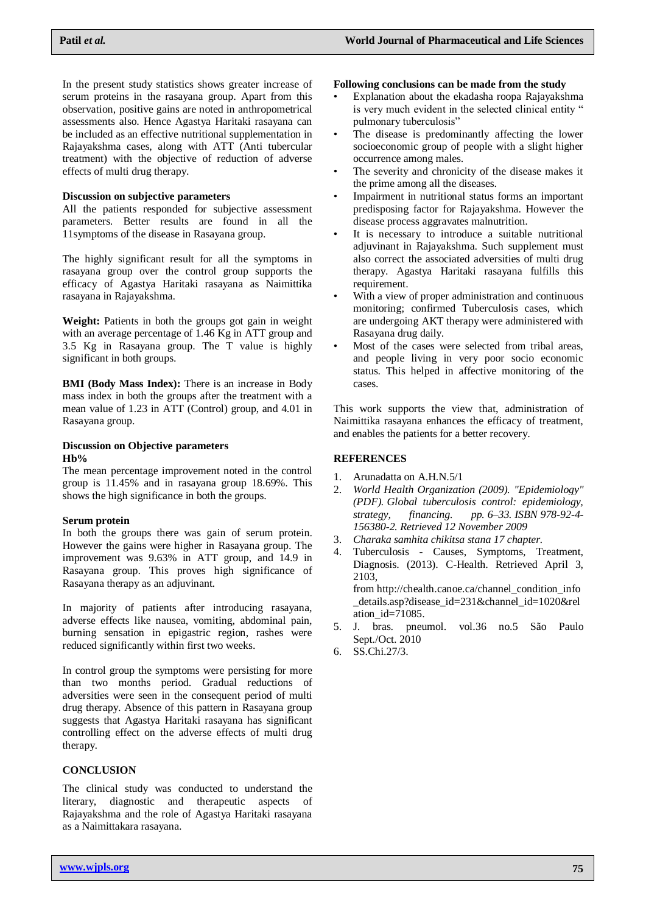In the present study statistics shows greater increase of serum proteins in the rasayana group. Apart from this observation, positive gains are noted in anthropometrical assessments also. Hence Agastya Haritaki rasayana can be included as an effective nutritional supplementation in Rajayakshma cases, along with ATT (Anti tubercular treatment) with the objective of reduction of adverse effects of multi drug therapy.

**Discussion on subjective parameters**

All the patients responded for subjective assessment parameters. Better results are found in all the 11symptoms of the disease in Rasayana group.

The highly significant result for all the symptoms in rasayana group over the control group supports the efficacy of Agastya Haritaki rasayana as Naimittika rasayana in Rajayakshma.

**Weight:** Patients in both the groups got gain in weight with an average percentage of 1.46 Kg in ATT group and 3.5 Kg in Rasayana group. The T value is highly significant in both groups.

**BMI (Body Mass Index):** There is an increase in Body mass index in both the groups after the treatment with a mean value of 1.23 in ATT (Control) group, and 4.01 in Rasayana group.

**Discussion on Objective parameters**

**Hb%**

The mean percentage improvement noted in the control group is 11.45% and in rasayana group 18.69%. This shows the high significance in both the groups.

**Serum protein**

In both the groups there was gain of serum protein. However the gains were higher in Rasayana group. The improvement was 9.63% in ATT group, and 14.9 in Rasayana group. This proves high significance of Rasayana therapy as an adjuvinant.

In majority of patients after introducing rasayana, adverse effects like nausea, vomiting, abdominal pain, burning sensation in epigastric region, rashes were reduced significantly within first two weeks.

In control group the symptoms were persisting for more than two months period. Gradual reductions of adversities were seen in the consequent period of multi drug therapy. Absence of this pattern in Rasayana group suggests that Agastya Haritaki rasayana has significant controlling effect on the adverse effects of multi drug therapy.

## CONCLUSION

The clinical study was conducted to understand the literary, diagnostic and therapeutic aspects of Rajayakshma and the role of Agastya Haritaki rasayana as a Naimittakara rasayana.

**Following conclusions can be made from the study**

- Explanation about the ekadasha roopa Rajayakshma is very much evident in the selected clinical entity " pulmonary tuberculosis"
- The disease is predominantly affecting the lower socioeconomic group of people with a slight higher occurrence among males.
- The severity and chronicity of the disease makes it the prime among all the diseases.
- Impairment in nutritional status forms an important predisposing factor for Rajayakshma. However the disease process aggravates malnutrition.
- It is necessary to introduce a suitable nutritional adjuvinant in Rajayakshma. Such supplement must also correct the associated adversities of multi drug therapy. Agastya Haritaki rasayana fulfills this requirement.
- With a view of proper administration and continuous monitoring; confirmed Tuberculosis cases, which are undergoing AKT therapy were administered with Rasayana drug daily.
- Most of the cases were selected from tribal areas, and people living in very poor socio economic status. This helped in affective monitoring of the cases.

This work supports the view that, administration of Naimittika rasayana enhances the efficacy of treatment, and enables the patients for a better recovery.

## REFERENCES

1. Arunadatta on A.H.N.5/1
2. *World Health Organization (2009). "Epidemiology" (PDF). Global tuberculosis control: epidemiology, strategy, financing. pp. 6–33. ISBN 978-92-4-156380-2. Retrieved 12 November 2009*
3. *Charaka samhita chikitsa stana 17 chapter.*
4. Tuberculosis - Causes, Symptoms, Treatment, Diagnosis. (2013). C-Health. Retrieved April 3, 2103, from http://chealth.canoe.ca/channel_condition_info_details.asp?disease_id=231&channel_id=1020&relation_id=71085.
5. J. bras. pneumol. vol.36 no.5 São Paulo Sept./Oct. 2010
6. SS.Chi.27/3.